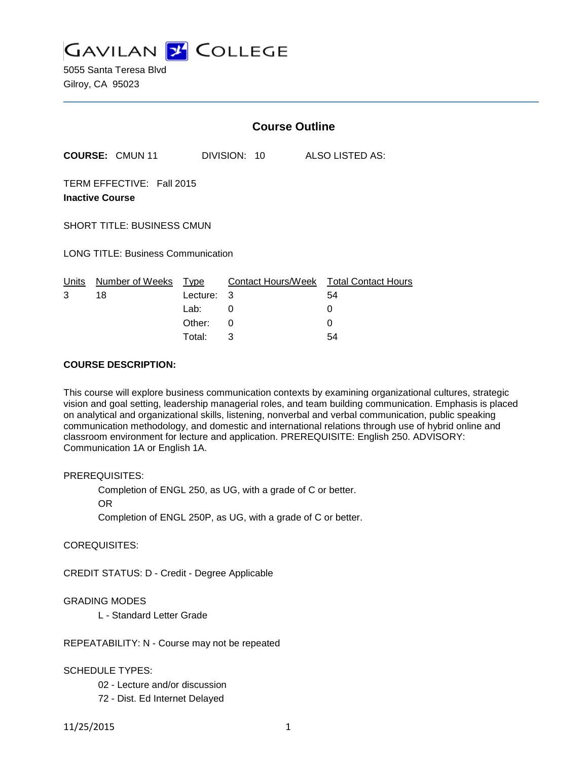# GAVILAN COLLEGE

5055 Santa Teresa Blvd
Gilroy, CA 95023

## Course Outline

**COURSE:** CMUN 11 DIVISION: 10 ALSO LISTED AS:

TERM EFFECTIVE: Fall 2015
**Inactive Course**

SHORT TITLE: BUSINESS CMUN

LONG TITLE: Business Communication

| Units | Number of Weeks | Type | Contact Hours/Week | Total Contact Hours |
|---|---|---|---|---|
| 3 | 18 | Lecture: | 3 | 54 |
| | | Lab: | 0 | 0 |
| | | Other: | 0 | 0 |
| | | Total: | 3 | 54 |

**COURSE DESCRIPTION:**

This course will explore business communication contexts by examining organizational cultures, strategic vision and goal setting, leadership managerial roles, and team building communication. Emphasis is placed on analytical and organizational skills, listening, nonverbal and verbal communication, public speaking communication methodology, and domestic and international relations through use of hybrid online and classroom environment for lecture and application. PREREQUISITE: English 250. ADVISORY: Communication 1A or English 1A.

PREREQUISITES:

Completion of ENGL 250, as UG, with a grade of C or better.
OR
Completion of ENGL 250P, as UG, with a grade of C or better.

COREQUISITES:

CREDIT STATUS: D - Credit - Degree Applicable

GRADING MODES

L - Standard Letter Grade

REPEATABILITY: N - Course may not be repeated

SCHEDULE TYPES:

02 - Lecture and/or discussion
72 - Dist. Ed Internet Delayed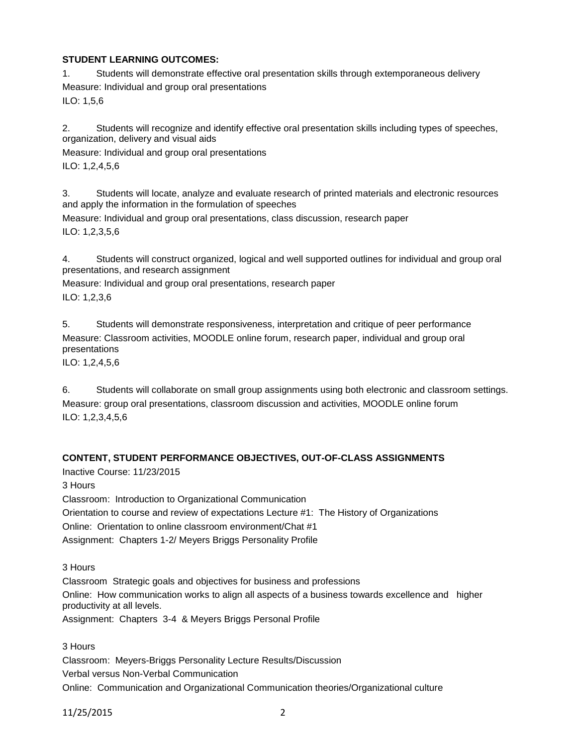**STUDENT LEARNING OUTCOMES:**

1. Students will demonstrate effective oral presentation skills through extemporaneous delivery
Measure: Individual and group oral presentations
ILO: 1,5,6

2. Students will recognize and identify effective oral presentation skills including types of speeches, organization, delivery and visual aids
Measure: Individual and group oral presentations
ILO: 1,2,4,5,6

3. Students will locate, analyze and evaluate research of printed materials and electronic resources and apply the information in the formulation of speeches
Measure: Individual and group oral presentations, class discussion, research paper
ILO: 1,2,3,5,6

4. Students will construct organized, logical and well supported outlines for individual and group oral presentations, and research assignment
Measure: Individual and group oral presentations, research paper
ILO: 1,2,3,6

5. Students will demonstrate responsiveness, interpretation and critique of peer performance
Measure: Classroom activities, MOODLE online forum, research paper, individual and group oral presentations
ILO: 1,2,4,5,6

6. Students will collaborate on small group assignments using both electronic and classroom settings.
Measure: group oral presentations, classroom discussion and activities, MOODLE online forum
ILO: 1,2,3,4,5,6

**CONTENT, STUDENT PERFORMANCE OBJECTIVES, OUT-OF-CLASS ASSIGNMENTS**

Inactive Course: 11/23/2015

3 Hours
Classroom: Introduction to Organizational Communication
Orientation to course and review of expectations Lecture #1: The History of Organizations
Online: Orientation to online classroom environment/Chat #1
Assignment: Chapters 1-2/ Meyers Briggs Personality Profile

3 Hours
Classroom Strategic goals and objectives for business and professions
Online: How communication works to align all aspects of a business towards excellence and higher productivity at all levels.
Assignment: Chapters 3-4 & Meyers Briggs Personal Profile

3 Hours
Classroom: Meyers-Briggs Personality Lecture Results/Discussion
Verbal versus Non-Verbal Communication
Online: Communication and Organizational Communication theories/Organizational culture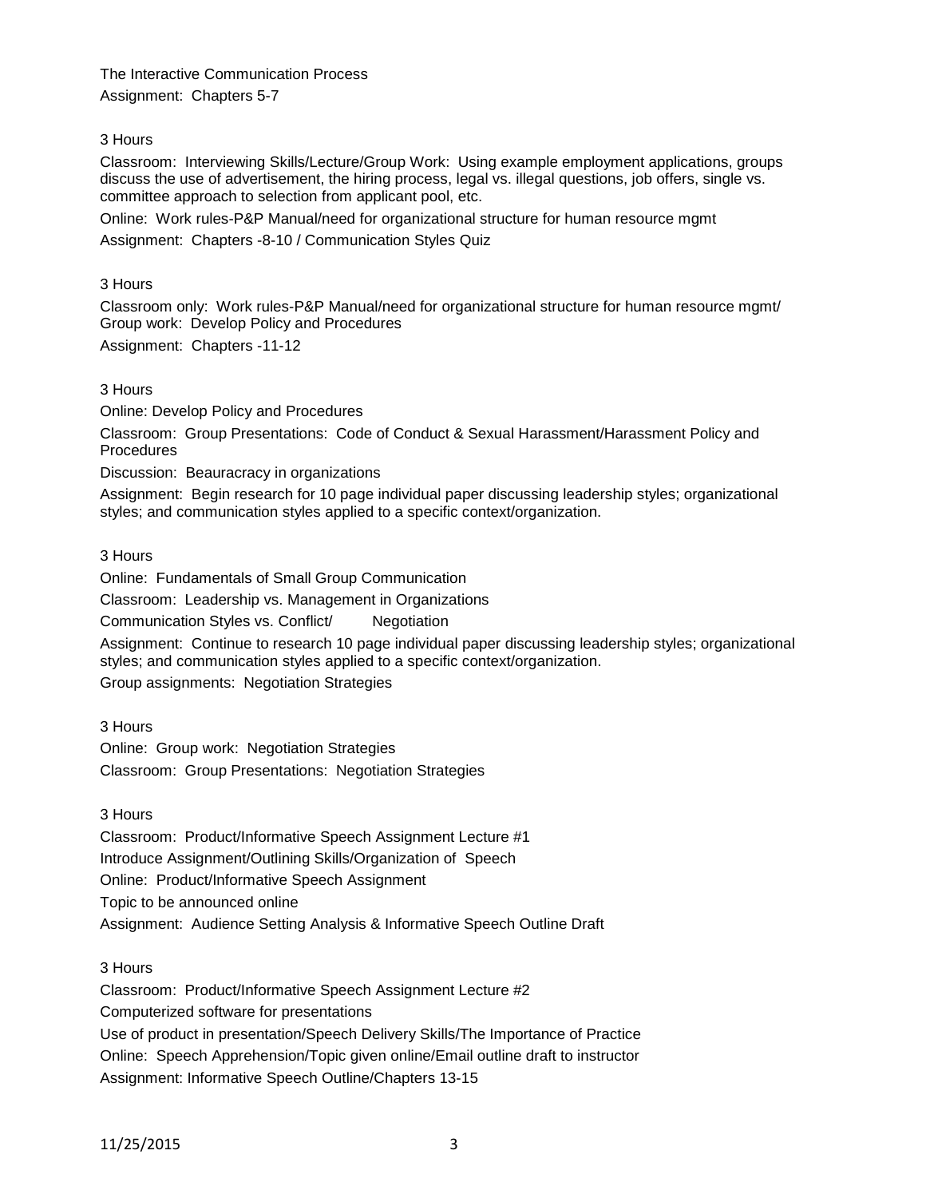The Interactive Communication Process

Assignment: Chapters 5-7

3 Hours

Classroom: Interviewing Skills/Lecture/Group Work: Using example employment applications, groups discuss the use of advertisement, the hiring process, legal vs. illegal questions, job offers, single vs. committee approach to selection from applicant pool, etc.

Online: Work rules-P&P Manual/need for organizational structure for human resource mgmt

Assignment: Chapters -8-10 / Communication Styles Quiz

3 Hours

Classroom only: Work rules-P&P Manual/need for organizational structure for human resource mgmt/ Group work: Develop Policy and Procedures

Assignment: Chapters -11-12

3 Hours

Online: Develop Policy and Procedures

Classroom: Group Presentations: Code of Conduct & Sexual Harassment/Harassment Policy and Procedures

Discussion: Beauracracy in organizations

Assignment: Begin research for 10 page individual paper discussing leadership styles; organizational styles; and communication styles applied to a specific context/organization.

3 Hours

Online: Fundamentals of Small Group Communication

Classroom: Leadership vs. Management in Organizations

Communication Styles vs. Conflict/ Negotiation

Assignment: Continue to research 10 page individual paper discussing leadership styles; organizational styles; and communication styles applied to a specific context/organization.

Group assignments: Negotiation Strategies

3 Hours

Online: Group work: Negotiation Strategies

Classroom: Group Presentations: Negotiation Strategies

3 Hours

Classroom: Product/Informative Speech Assignment Lecture #1

Introduce Assignment/Outlining Skills/Organization of Speech

Online: Product/Informative Speech Assignment

Topic to be announced online

Assignment: Audience Setting Analysis & Informative Speech Outline Draft

3 Hours

Classroom: Product/Informative Speech Assignment Lecture #2

Computerized software for presentations

Use of product in presentation/Speech Delivery Skills/The Importance of Practice

Online: Speech Apprehension/Topic given online/Email outline draft to instructor

Assignment: Informative Speech Outline/Chapters 13-15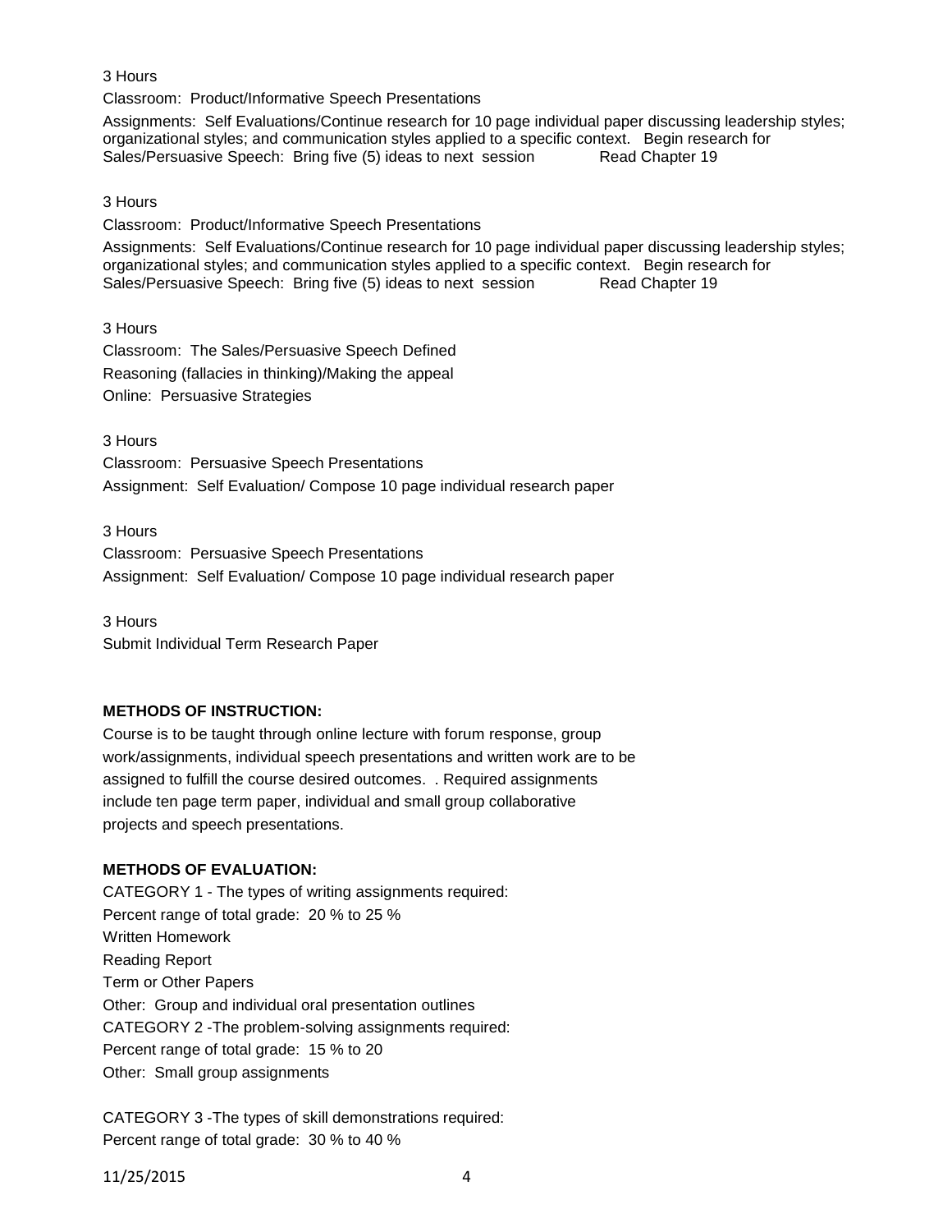3 Hours

Classroom: Product/Informative Speech Presentations

Assignments: Self Evaluations/Continue research for 10 page individual paper discussing leadership styles; organizational styles; and communication styles applied to a specific context. Begin research for Sales/Persuasive Speech: Bring five (5) ideas to next session Read Chapter 19

3 Hours

Classroom: Product/Informative Speech Presentations

Assignments: Self Evaluations/Continue research for 10 page individual paper discussing leadership styles; organizational styles; and communication styles applied to a specific context. Begin research for Sales/Persuasive Speech: Bring five (5) ideas to next session Read Chapter 19

3 Hours

Classroom: The Sales/Persuasive Speech Defined

Reasoning (fallacies in thinking)/Making the appeal

Online: Persuasive Strategies

3 Hours

Classroom: Persuasive Speech Presentations

Assignment: Self Evaluation/ Compose 10 page individual research paper

3 Hours

Classroom: Persuasive Speech Presentations

Assignment: Self Evaluation/ Compose 10 page individual research paper

3 Hours

Submit Individual Term Research Paper

**METHODS OF INSTRUCTION:**

Course is to be taught through online lecture with forum response, group work/assignments, individual speech presentations and written work are to be assigned to fulfill the course desired outcomes. . Required assignments include ten page term paper, individual and small group collaborative projects and speech presentations.

**METHODS OF EVALUATION:**

CATEGORY 1 - The types of writing assignments required:

Percent range of total grade: 20 % to 25 %

Written Homework

Reading Report

Term or Other Papers

Other: Group and individual oral presentation outlines

CATEGORY 2 -The problem-solving assignments required:

Percent range of total grade: 15 % to 20 %

Other: Small group assignments

CATEGORY 3 -The types of skill demonstrations required:

Percent range of total grade: 30 % to 40 %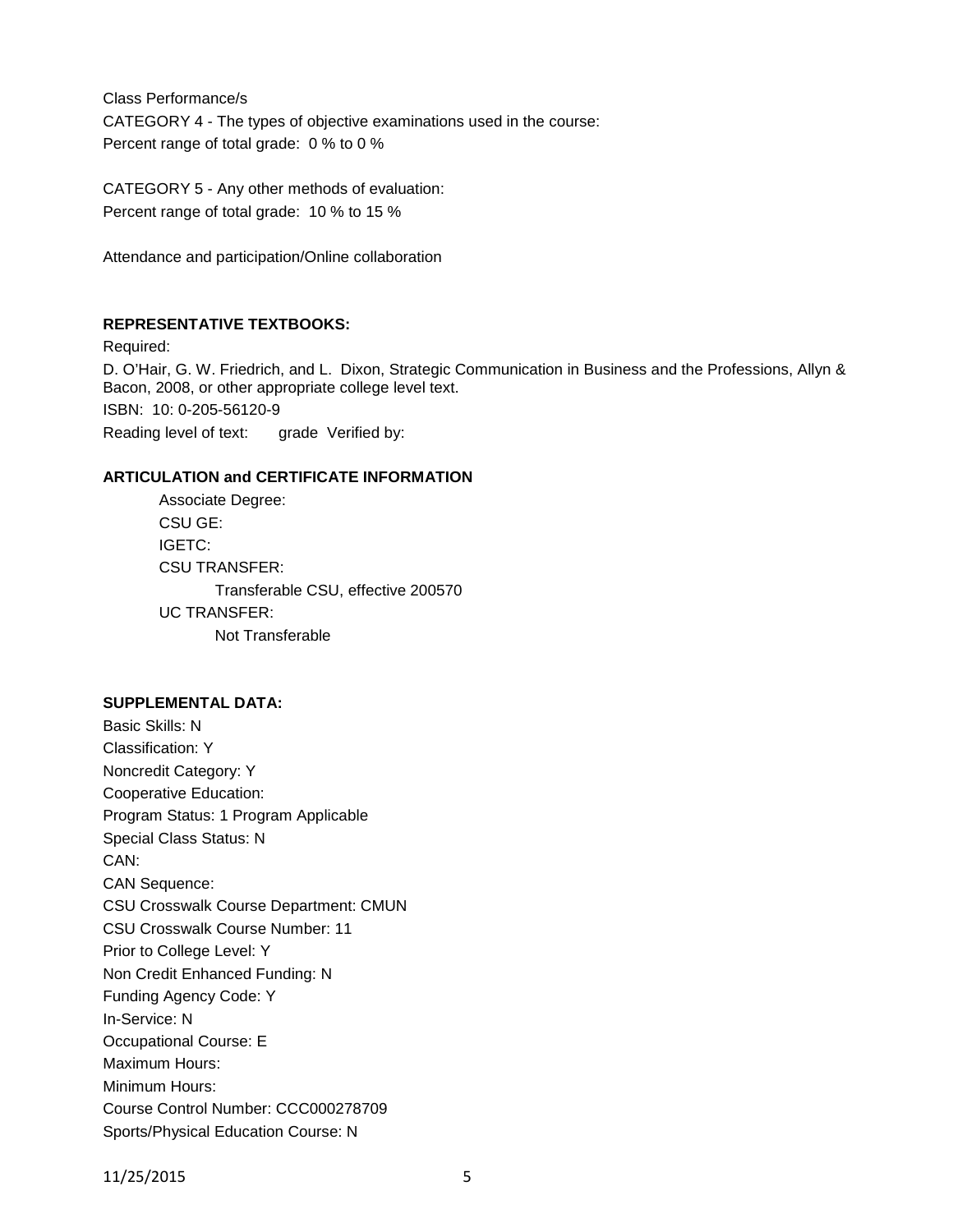Class Performance/s

CATEGORY 4 - The types of objective examinations used in the course:

Percent range of total grade: 0 % to 0 %

CATEGORY 5 - Any other methods of evaluation:

Percent range of total grade: 10 % to 15 %

Attendance and participation/Online collaboration

**REPRESENTATIVE TEXTBOOKS:**

Required:

D. O'Hair, G. W. Friedrich, and L. Dixon, Strategic Communication in Business and the Professions, Allyn & Bacon, 2008, or other appropriate college level text.

ISBN: 10: 0-205-56120-9

Reading level of text: grade Verified by:

**ARTICULATION and CERTIFICATE INFORMATION**

Associate Degree:

CSU GE:

IGETC:

CSU TRANSFER:

Transferable CSU, effective 200570

UC TRANSFER:

Not Transferable

**SUPPLEMENTAL DATA:**

Basic Skills: N

Classification: Y

Noncredit Category: Y

Cooperative Education:

Program Status: 1 Program Applicable

Special Class Status: N

CAN:

CAN Sequence:

CSU Crosswalk Course Department: CMUN

CSU Crosswalk Course Number: 11

Prior to College Level: Y

Non Credit Enhanced Funding: N

Funding Agency Code: Y

In-Service: N

Occupational Course: E

Maximum Hours:

Minimum Hours:

Course Control Number: CCC000278709

Sports/Physical Education Course: N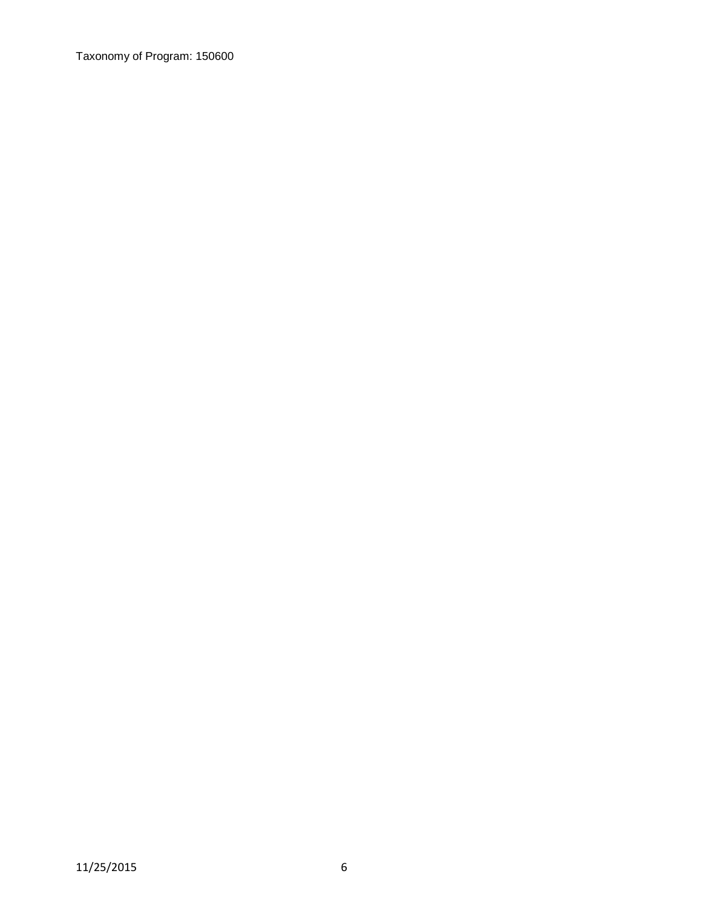Taxonomy of Program: 150600